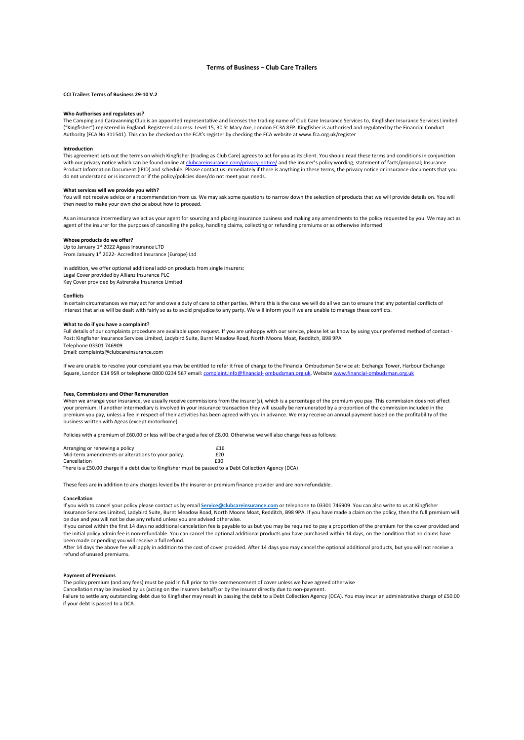# Terms of Business – Club Care Trailers

**CCI Trailers Terms of Business 29-10 V.2**

**Who Authorises and regulates us?**

The Camping and Caravanning Club is an appointed representative and licenses the trading name of Club Care Insurance Services to, Kingfisher Insurance Services Limited ("Kingfisher") registered in England. Registered address: Level 15, 30 St Mary Axe, London EC3A 8EP. Kingfisher is authorised and regulated by the Financial Conduct Authority (FCA No 311541). This can be checked on the FCA's register by checking the FCA website at www.fca.org.uk/register

**Introduction**

This agreement sets out the terms on which Kingfisher (trading as Club Care) agrees to act for you as its client. You should read these terms and conditions in conjunction with our privacy notice which can be found online at clubcareinsurance.com/privacy-notice/ and the insurer's policy wording; statement of facts/proposal; Insurance Product Information Document (IPID) and schedule. Please contact us immediately if there is anything in these terms, the privacy notice or insurance documents that you do not understand or is incorrect or if the policy/policies does/do not meet your needs.

**What services will we provide you with?**

You will not receive advice or a recommendation from us. We may ask some questions to narrow down the selection of products that we will provide details on. You will then need to make your own choice about how to proceed.

As an insurance intermediary we act as your agent for sourcing and placing insurance business and making any amendments to the policy requested by you. We may act as agent of the insurer for the purposes of cancelling the policy, handling claims, collecting or refunding premiums or as otherwise informed

**Whose products do we offer?**

Up to January 1st 2022 Ageas Insurance LTD
From January 1st 2022- Accredited Insurance (Europe) Ltd

In addition, we offer optional additional add-on products from single insurers:
Legal Cover provided by Allianz Insurance PLC
Key Cover provided by Astrenska Insurance Limited

**Conflicts**

In certain circumstances we may act for and owe a duty of care to other parties. Where this is the case we will do all we can to ensure that any potential conflicts of interest that arise will be dealt with fairly so as to avoid prejudice to any party. We will inform you if we are unable to manage these conflicts.

**What to do if you have a complaint?**

Full details of our complaints procedure are available upon request. If you are unhappy with our service, please let us know by using your preferred method of contact -
Post: Kingfisher Insurance Services Limited, Ladybird Suite, Burnt Meadow Road, North Moons Moat, Redditch, B98 9PA
Telephone 03301 746909
Email: complaints@clubcareinsurance.com

If we are unable to resolve your complaint you may be entitled to refer it free of charge to the Financial Ombudsman Service at: Exchange Tower, Harbour Exchange Square, London E14 9SR or telephone 0800 0234 567 email: complaint.info@financial- ombudsman.org.uk. Website www.financial-ombudsman.org.uk

**Fees, Commissions and Other Remuneration**

When we arrange your insurance, we usually receive commissions from the insurer(s), which is a percentage of the premium you pay. This commission does not affect your premium. If another intermediary is involved in your insurance transaction they will usually be remunerated by a proportion of the commission included in the premium you pay, unless a fee in respect of their activities has been agreed with you in advance. We may receive an annual payment based on the profitability of the business written with Ageas (except motorhome)

Policies with a premium of £60.00 or less will be charged a fee of £8.00. Otherwise we will also charge fees as follows:

| | |
|---|---|
| Arranging or renewing a policy | £16 |
| Mid-term amendments or alterations to your policy. | £20 |
| Cancellation | £30 |

There is a £50.00 charge if a debt due to Kingfisher must be passed to a Debt Collection Agency (DCA)

These fees are in addition to any charges levied by the insurer or premium finance provider and are non-refundable.

**Cancellation**

If you wish to cancel your policy please contact us by email Service@clubcareinsurance.com or telephone to 03301 746909. You can also write to us at Kingfisher Insurance Services Limited, Ladybird Suite, Burnt Meadow Road, North Moons Moat, Redditch, B98 9PA. If you have made a claim on the policy, then the full premium will be due and you will not be due any refund unless you are advised otherwise.

If you cancel within the first 14 days no additional cancelation fee is payable to us but you may be required to pay a proportion of the premium for the cover provided and the initial policy admin fee is non-refundable. You can cancel the optional additional products you have purchased within 14 days, on the condition that no claims have been made or pending you will receive a full refund.

After 14 days the above fee will apply in addition to the cost of cover provided. After 14 days you may cancel the optional additional products, but you will not receive a refund of unused premiums.

**Payment of Premiums**

The policy premium (and any fees) must be paid in full prior to the commencement of cover unless we have agreed otherwise

Cancellation may be invoked by us (acting on the insurers behalf) or by the insurer directly due to non-payment.

Failure to settle any outstanding debt due to Kingfisher may result in passing the debt to a Debt Collection Agency (DCA). You may incur an administrative charge of £50.00 if your debt is passed to a DCA.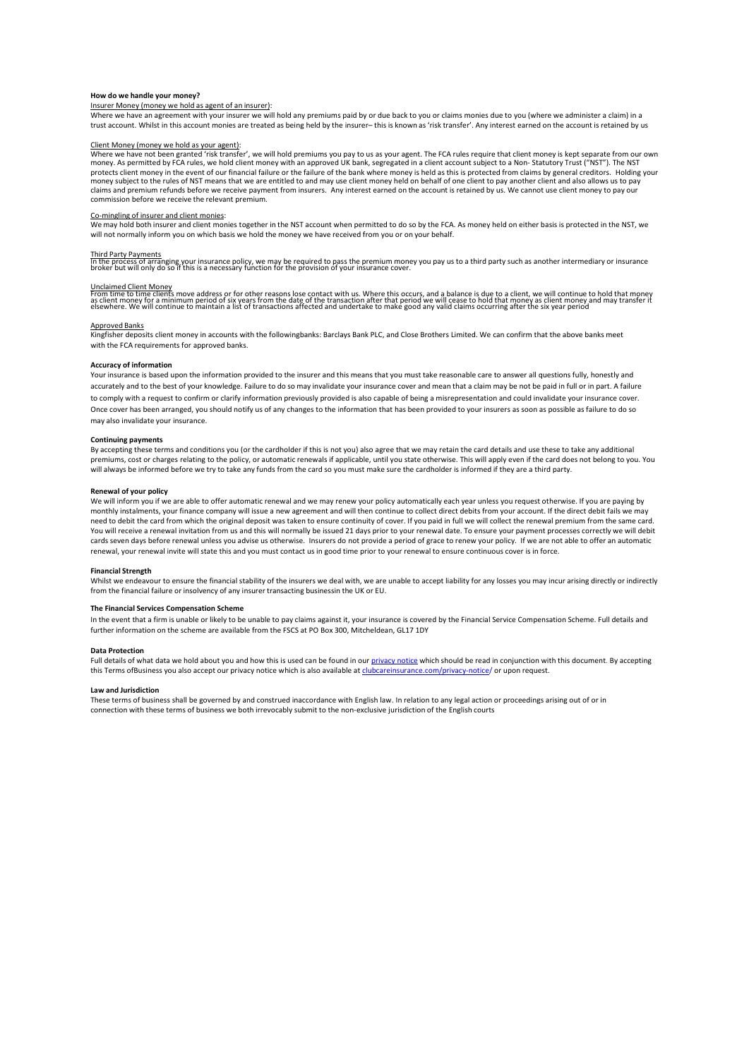**How do we handle your money?**

Insurer Money (money we hold as agent of an insurer):

Where we have an agreement with your insurer we will hold any premiums paid by or due back to you or claims monies due to you (where we administer a claim) in a trust account. Whilst in this account monies are treated as being held by the insurer– this is known as 'risk transfer'. Any interest earned on the account is retained by us

Client Money (money we hold as your agent):

Where we have not been granted 'risk transfer', we will hold premiums you pay to us as your agent. The FCA rules require that client money is kept separate from our own money. As permitted by FCA rules, we hold client money with an approved UK bank, segregated in a client account subject to a Non- Statutory Trust ("NST"). The NST protects client money in the event of our financial failure or the failure of the bank where money is held as this is protected from claims by general creditors. Holding your money subject to the rules of NST means that we are entitled to and may use client money held on behalf of one client to pay another client and also allows us to pay claims and premium refunds before we receive payment from insurers. Any interest earned on the account is retained by us. We cannot use client money to pay our commission before we receive the relevant premium.

Co-mingling of insurer and client monies:

We may hold both insurer and client monies together in the NST account when permitted to do so by the FCA. As money held on either basis is protected in the NST, we will not normally inform you on which basis we hold the money we have received from you or on your behalf.

Third Party Payments

In the process of arranging your insurance policy, we may be required to pass the premium money you pay us to a third party such as another intermediary or insurance broker but will only do so if this is a necessary function for the provision of your insurance cover.

Unclaimed Client Money

From time to time clients move address or for other reasons lose contact with us. Where this occurs, and a balance is due to a client, we will continue to hold that money as client money for a minimum period of six years from the date of the transaction after that period we will cease to hold that money as client money and may transfer it elsewhere. We will continue to maintain a list of transactions affected and undertake to make good any valid claims occurring after the six year period

Approved Banks

Kingfisher deposits client money in accounts with the followingbanks: Barclays Bank PLC, and Close Brothers Limited. We can confirm that the above banks meet with the FCA requirements for approved banks.

**Accuracy of information**

Your insurance is based upon the information provided to the insurer and this means that you must take reasonable care to answer all questions fully, honestly and accurately and to the best of your knowledge. Failure to do so may invalidate your insurance cover and mean that a claim may be not be paid in full or in part. A failure to comply with a request to confirm or clarify information previously provided is also capable of being a misrepresentation and could invalidate your insurance cover. Once cover has been arranged, you should notify us of any changes to the information that has been provided to your insurers as soon as possible as failure to do so may also invalidate your insurance.

**Continuing payments**

By accepting these terms and conditions you (or the cardholder if this is not you) also agree that we may retain the card details and use these to take any additional premiums, cost or charges relating to the policy, or automatic renewals if applicable, until you state otherwise. This will apply even if the card does not belong to you. You will always be informed before we try to take any funds from the card so you must make sure the cardholder is informed if they are a third party.

**Renewal of your policy**

We will inform you if we are able to offer automatic renewal and we may renew your policy automatically each year unless you request otherwise. If you are paying by monthly instalments, your finance company will issue a new agreement and will then continue to collect direct debits from your account. If the direct debit fails we may need to debit the card from which the original deposit was taken to ensure continuity of cover. If you paid in full we will collect the renewal premium from the same card. You will receive a renewal invitation from us and this will normally be issued 21 days prior to your renewal date. To ensure your payment processes correctly we will debit cards seven days before renewal unless you advise us otherwise. Insurers do not provide a period of grace to renew your policy. If we are not able to offer an automatic renewal, your renewal invite will state this and you must contact us in good time prior to your renewal to ensure continuous cover is in force.

**Financial Strength**

Whilst we endeavour to ensure the financial stability of the insurers we deal with, we are unable to accept liability for any losses you may incur arising directly or indirectly from the financial failure or insolvency of any insurer transacting businessin the UK or EU.

**The Financial Services Compensation Scheme**

In the event that a firm is unable or likely to be unable to pay claims against it, your insurance is covered by the Financial Service Compensation Scheme. Full details and further information on the scheme are available from the FSCS at PO Box 300, Mitcheldean, GL17 1DY

**Data Protection**

Full details of what data we hold about you and how this is used can be found in our privacy notice which should be read in conjunction with this document. By accepting this Terms ofBusiness you also accept our privacy notice which is also available at clubcareinsurance.com/privacy-notice/ or upon request.

**Law and Jurisdiction**

These terms of business shall be governed by and construed inaccordance with English law. In relation to any legal action or proceedings arising out of or in connection with these terms of business we both irrevocably submit to the non-exclusive jurisdiction of the English courts